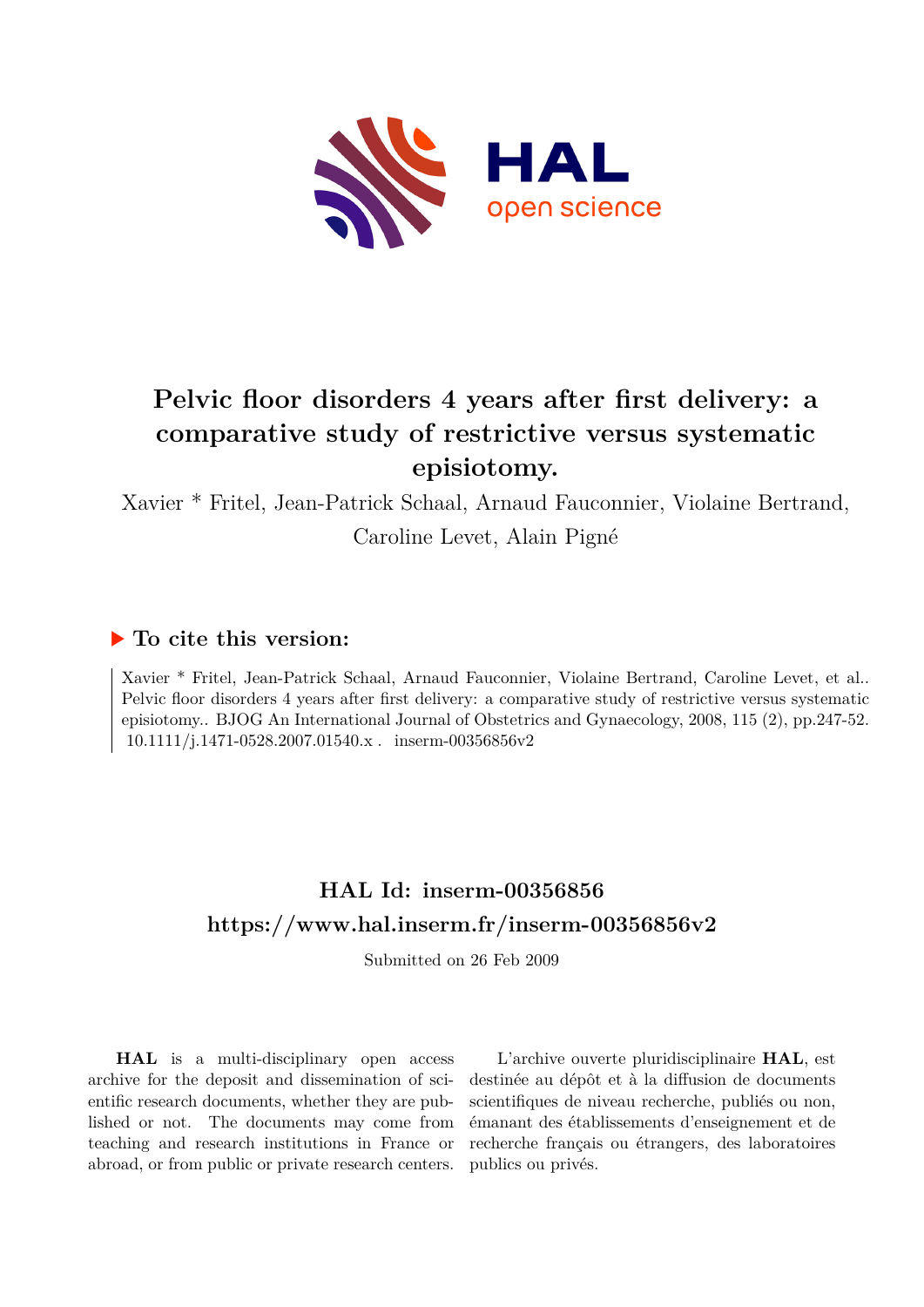# Pelvic floor disorders 4 years after first delivery: a comparative study of restrictive versus systematic episiotomy.

Xavier * Fritel, Jean-Patrick Schaal, Arnaud Fauconnier, Violaine Bertrand, Caroline Levet, Alain Pigné

## ▶ To cite this version:

Xavier * Fritel, Jean-Patrick Schaal, Arnaud Fauconnier, Violaine Bertrand, Caroline Levet, et al.. Pelvic floor disorders 4 years after first delivery: a comparative study of restrictive versus systematic episiotomy.. BJOG An International Journal of Obstetrics and Gynaecology, 2008, 115 (2), pp.247-52. 10.1111/j.1471-0528.2007.01540.x . inserm-00356856v2

## HAL Id: inserm-00356856
## https://www.hal.inserm.fr/inserm-00356856v2

Submitted on 26 Feb 2009

**HAL** is a multi-disciplinary open access archive for the deposit and dissemination of scientific research documents, whether they are published or not. The documents may come from teaching and research institutions in France or abroad, or from public or private research centers.

L'archive ouverte pluridisciplinaire **HAL**, est destinée au dépôt et à la diffusion de documents scientifiques de niveau recherche, publiés ou non, émanant des établissements d'enseignement et de recherche français ou étrangers, des laboratoires publics ou privés.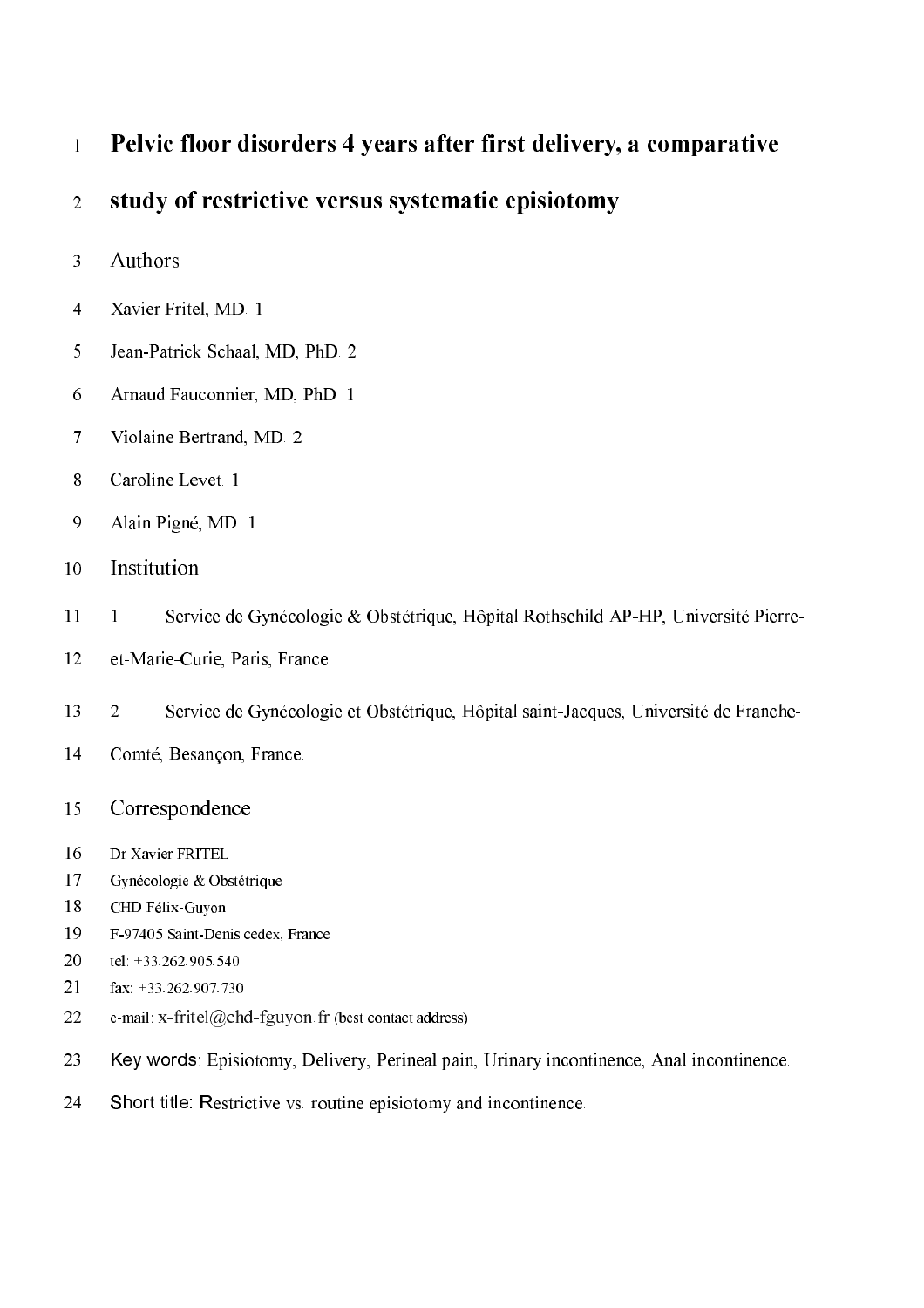# Pelvic floor disorders 4 years after first delivery, a comparative study of restrictive versus systematic episiotomy

## Authors

Xavier Fritel, MD. 1

Jean-Patrick Schaal, MD, PhD. 2

Arnaud Fauconnier, MD, PhD. 1

Violaine Bertrand, MD. 2

Caroline Levet. 1

Alain Pigné, MD. 1

## Institution

1 Service de Gynécologie & Obstétrique, Hôpital Rothschild AP-HP, Université Pierre-et-Marie-Curie, Paris, France.

2 Service de Gynécologie et Obstétrique, Hôpital saint-Jacques, Université de Franche-Comté, Besançon, France.

## Correspondence

Dr Xavier FRITEL
Gynécologie & Obstétrique
CHD Félix-Guyon
F-97405 Saint-Denis cedex, France
tel: +33.262.905.540
fax: +33.262.907.730
e-mail: x-fritel@chd-fguyon.fr (best contact address)

**Key words**: Episiotomy, Delivery, Perineal pain, Urinary incontinence, Anal incontinence.

**Short title**: Restrictive vs. routine episiotomy and incontinence.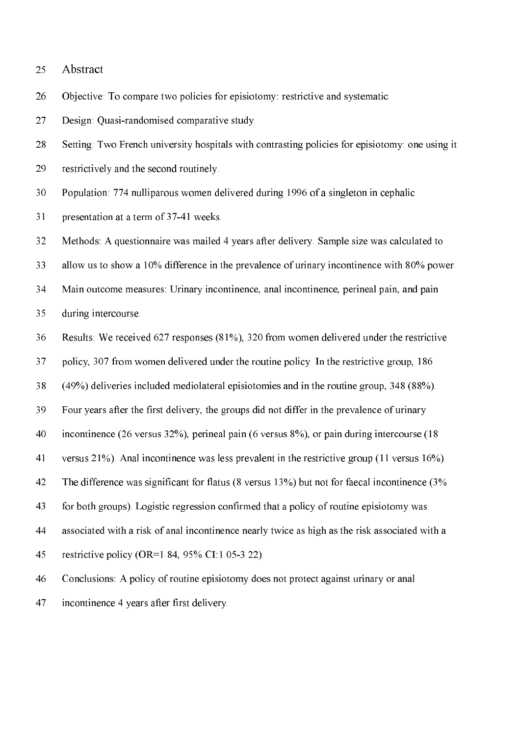## Abstract

Objective: To compare two policies for episiotomy: restrictive and systematic.

Design: Quasi-randomised comparative study.

Setting: Two French university hospitals with contrasting policies for episiotomy: one using it restrictively and the second routinely.

Population: 774 nulliparous women delivered during 1996 of a singleton in cephalic presentation at a term of 37-41 weeks.

Methods: A questionnaire was mailed 4 years after delivery. Sample size was calculated to allow us to show a 10% difference in the prevalence of urinary incontinence with 80% power.

Main outcome measures: Urinary incontinence, anal incontinence, perineal pain, and pain during intercourse.

Results: We received 627 responses (81%), 320 from women delivered under the restrictive policy, 307 from women delivered under the routine policy. In the restrictive group, 186 (49%) deliveries included mediolateral episiotomies and in the routine group, 348 (88%). Four years after the first delivery, the groups did not differ in the prevalence of urinary incontinence (26 versus 32%), perineal pain (6 versus 8%), or pain during intercourse (18 versus 21%). Anal incontinence was less prevalent in the restrictive group (11 versus 16%). The difference was significant for flatus (8 versus 13%) but not for faecal incontinence (3% for both groups). Logistic regression confirmed that a policy of routine episiotomy was associated with a risk of anal incontinence nearly twice as high as the risk associated with a restrictive policy (OR=1.84, 95% CI:1.05-3.22).

Conclusions: A policy of routine episiotomy does not protect against urinary or anal incontinence 4 years after first delivery.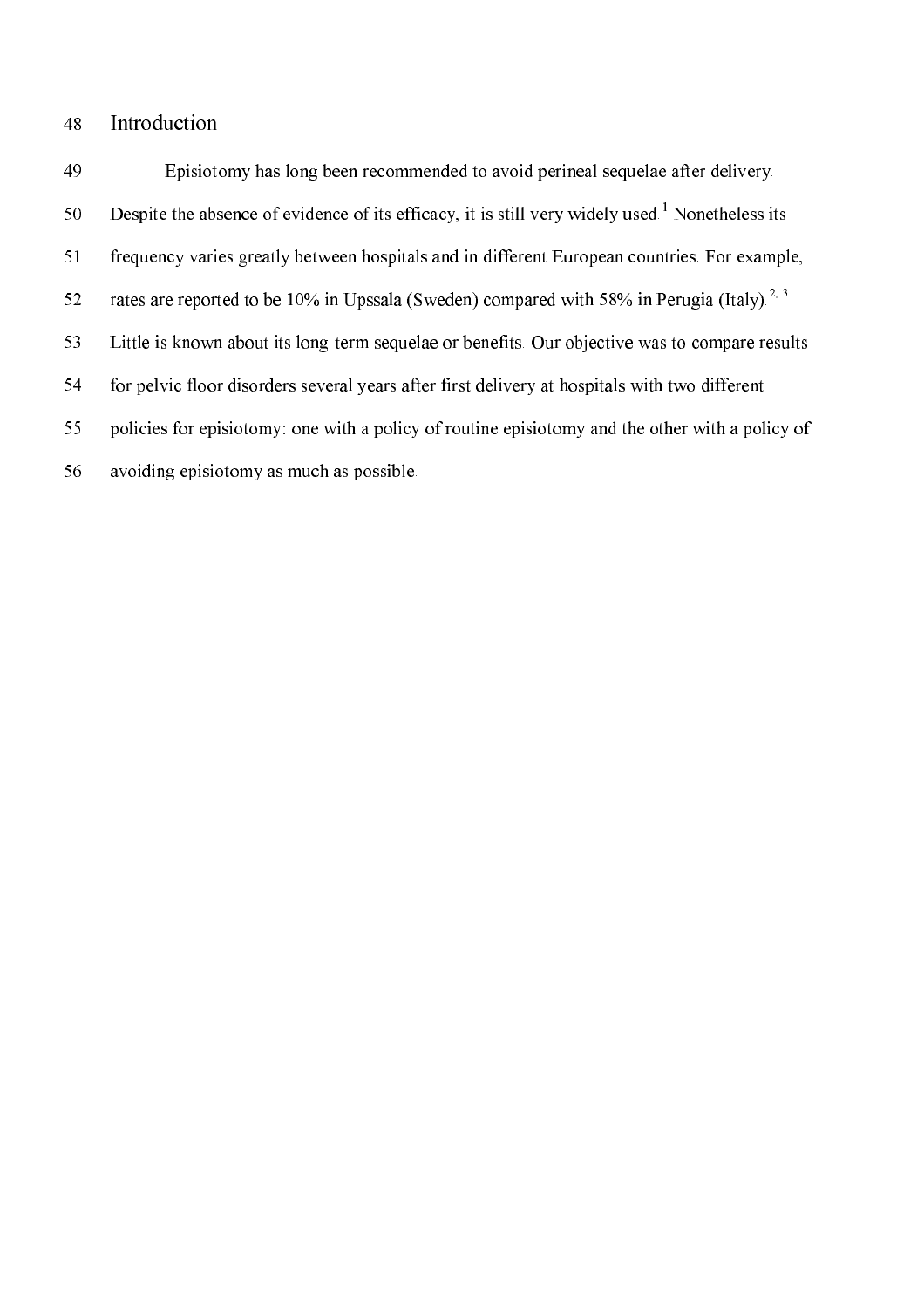# Introduction

Episiotomy has long been recommended to avoid perineal sequelae after delivery. Despite the absence of evidence of its efficacy, it is still very widely used.[1] Nonetheless its frequency varies greatly between hospitals and in different European countries. For example, rates are reported to be 10% in Upssala (Sweden) compared with 58% in Perugia (Italy).[2, 3] Little is known about its long-term sequelae or benefits. Our objective was to compare results for pelvic floor disorders several years after first delivery at hospitals with two different policies for episiotomy: one with a policy of routine episiotomy and the other with a policy of avoiding episiotomy as much as possible.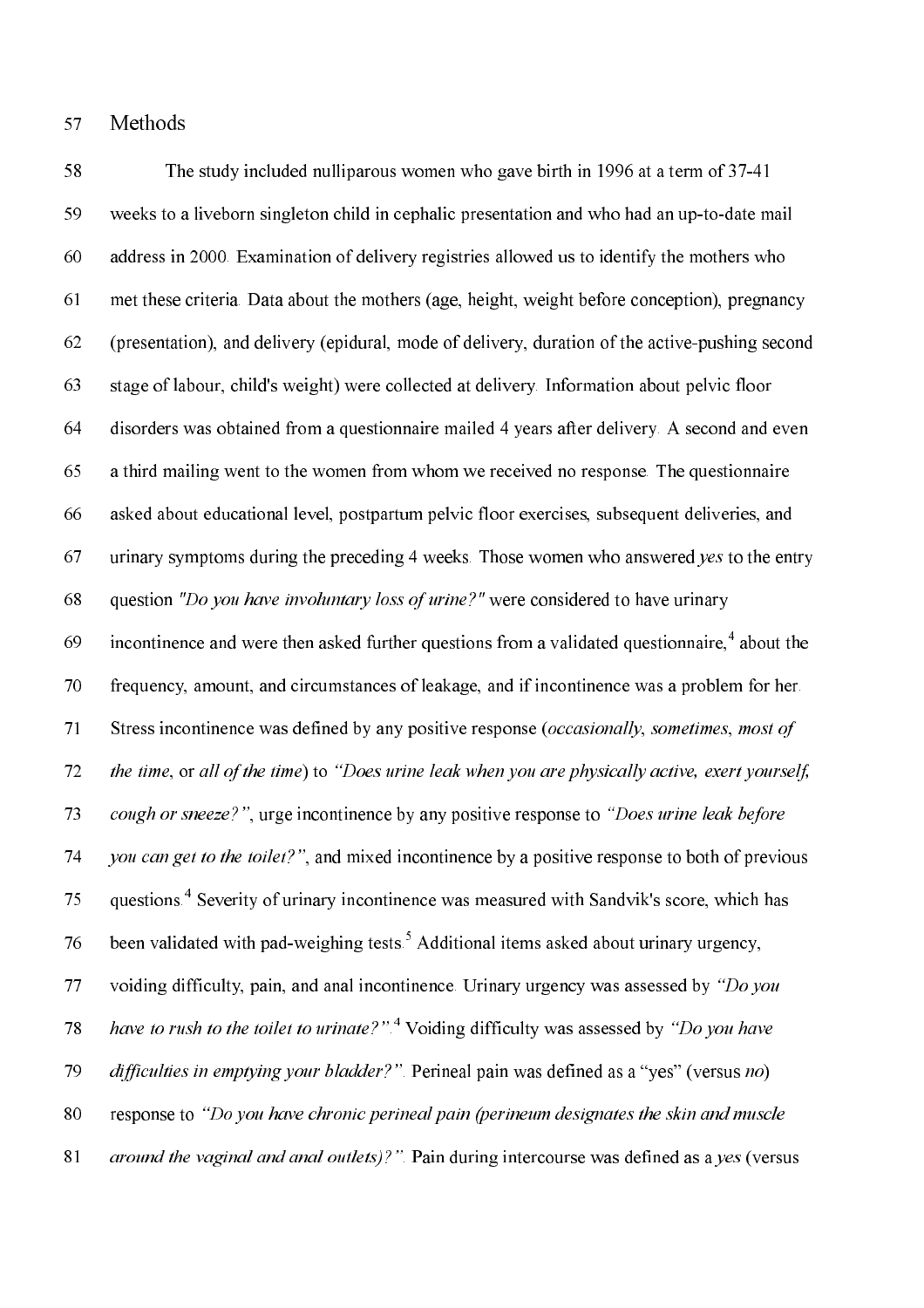## Methods

The study included nulliparous women who gave birth in 1996 at a term of 37-41 weeks to a liveborn singleton child in cephalic presentation and who had an up-to-date mail address in 2000. Examination of delivery registries allowed us to identify the mothers who met these criteria. Data about the mothers (age, height, weight before conception), pregnancy (presentation), and delivery (epidural, mode of delivery, duration of the active-pushing second stage of labour, child's weight) were collected at delivery. Information about pelvic floor disorders was obtained from a questionnaire mailed 4 years after delivery. A second and even a third mailing went to the women from whom we received no response. The questionnaire asked about educational level, postpartum pelvic floor exercises, subsequent deliveries, and urinary symptoms during the preceding 4 weeks. Those women who answered *yes* to the entry question *"Do you have involuntary loss of urine?"* were considered to have urinary incontinence and were then asked further questions from a validated questionnaire,[4] about the frequency, amount, and circumstances of leakage, and if incontinence was a problem for her. Stress incontinence was defined by any positive response (*occasionally*, *sometimes*, *most of the time*, or *all of the time*) to *"Does urine leak when you are physically active, exert yourself, cough or sneeze?"*, urge incontinence by any positive response to *"Does urine leak before you can get to the toilet?"*, and mixed incontinence by a positive response to both of previous questions.[4] Severity of urinary incontinence was measured with Sandvik's score, which has been validated with pad-weighing tests.[5] Additional items asked about urinary urgency, voiding difficulty, pain, and anal incontinence. Urinary urgency was assessed by *"Do you have to rush to the toilet to urinate?"*.[4] Voiding difficulty was assessed by *"Do you have difficulties in emptying your bladder?"*. Perineal pain was defined as a "yes" (versus *no*) response to *"Do you have chronic perineal pain (perineum designates the skin and muscle around the vaginal and anal outlets)?"*. Pain during intercourse was defined as a *yes* (versus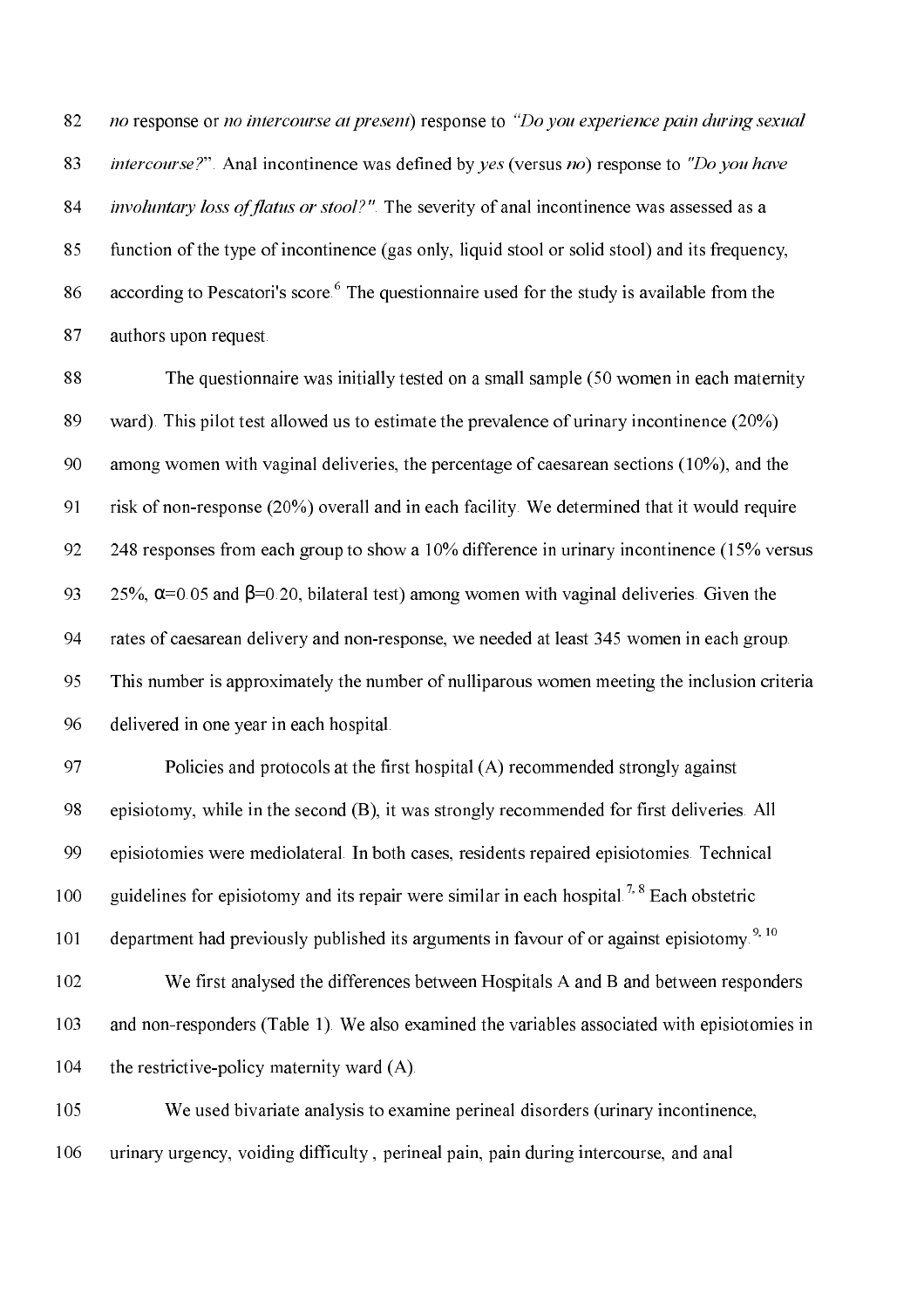*no* response or *no intercourse at present*) response to *"Do you experience pain during sexual intercourse?"*. Anal incontinence was defined by *yes* (versus *no*) response to *"Do you have involuntary loss of flatus or stool?"*. The severity of anal incontinence was assessed as a function of the type of incontinence (gas only, liquid stool or solid stool) and its frequency, according to Pescatori's score.[6] The questionnaire used for the study is available from the authors upon request.

The questionnaire was initially tested on a small sample (50 women in each maternity ward). This pilot test allowed us to estimate the prevalence of urinary incontinence (20%) among women with vaginal deliveries, the percentage of caesarean sections (10%), and the risk of non-response (20%) overall and in each facility. We determined that it would require 248 responses from each group to show a 10% difference in urinary incontinence (15% versus 25%, $\alpha$=0.05 and $\beta$=0.20, bilateral test) among women with vaginal deliveries. Given the rates of caesarean delivery and non-response, we needed at least 345 women in each group. This number is approximately the number of nulliparous women meeting the inclusion criteria delivered in one year in each hospital.

Policies and protocols at the first hospital (A) recommended strongly against episiotomy, while in the second (B), it was strongly recommended for first deliveries. All episiotomies were mediolateral. In both cases, residents repaired episiotomies. Technical guidelines for episiotomy and its repair were similar in each hospital.[7, 8] Each obstetric department had previously published its arguments in favour of or against episiotomy.[9, 10]

We first analysed the differences between Hospitals A and B and between responders and non-responders (Table 1). We also examined the variables associated with episiotomies in the restrictive-policy maternity ward (A).

We used bivariate analysis to examine perineal disorders (urinary incontinence, urinary urgency, voiding difficulty , perineal pain, pain during intercourse, and anal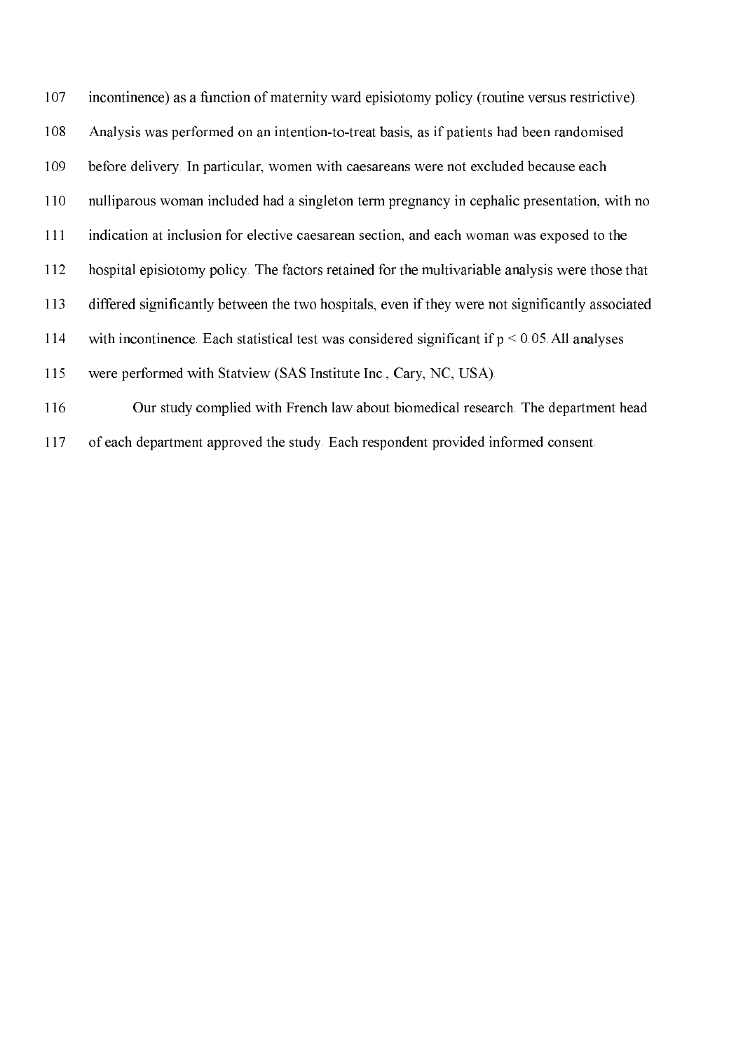incontinence) as a function of maternity ward episiotomy policy (routine versus restrictive). Analysis was performed on an intention-to-treat basis, as if patients had been randomised before delivery. In particular, women with caesareans were not excluded because each nulliparous woman included had a singleton term pregnancy in cephalic presentation, with no indication at inclusion for elective caesarean section, and each woman was exposed to the hospital episiotomy policy. The factors retained for the multivariable analysis were those that differed significantly between the two hospitals, even if they were not significantly associated with incontinence. Each statistical test was considered significant if $p < 0.05$. All analyses were performed with Statview (SAS Institute Inc., Cary, NC, USA).

Our study complied with French law about biomedical research. The department head of each department approved the study. Each respondent provided informed consent.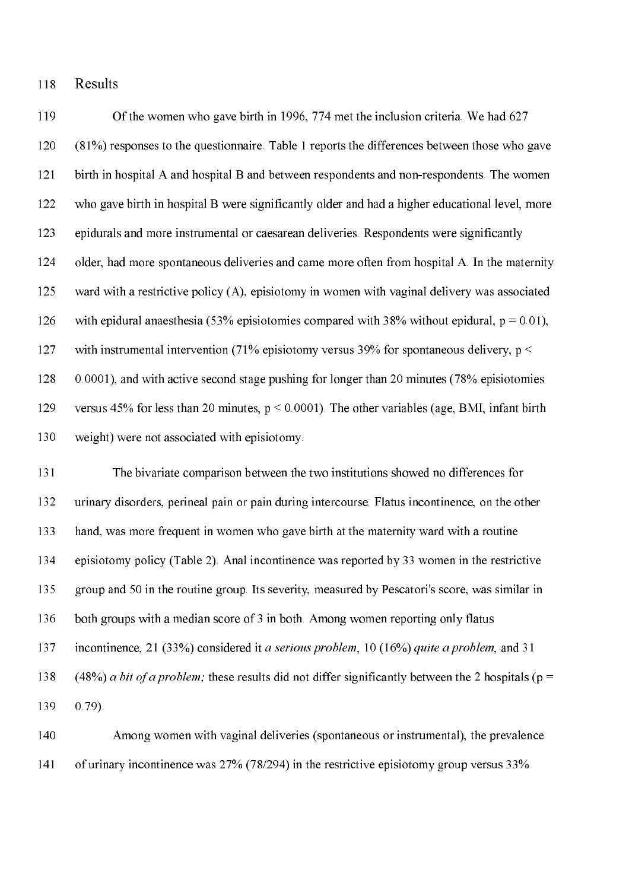## Results

Of the women who gave birth in 1996, 774 met the inclusion criteria. We had 627 (81%) responses to the questionnaire. Table 1 reports the differences between those who gave birth in hospital A and hospital B and between respondents and non-respondents. The women who gave birth in hospital B were significantly older and had a higher educational level, more epidurals and more instrumental or caesarean deliveries. Respondents were significantly older, had more spontaneous deliveries and came more often from hospital A. In the maternity ward with a restrictive policy (A), episiotomy in women with vaginal delivery was associated with epidural anaesthesia (53% episiotomies compared with 38% without epidural, $p = 0.01$), with instrumental intervention (71% episiotomy versus 39% for spontaneous delivery, $p < 0.0001$), and with active second stage pushing for longer than 20 minutes (78% episiotomies versus 45% for less than 20 minutes, $p < 0.0001$). The other variables (age, BMI, infant birth weight) were not associated with episiotomy.

The bivariate comparison between the two institutions showed no differences for urinary disorders, perineal pain or pain during intercourse. Flatus incontinence, on the other hand, was more frequent in women who gave birth at the maternity ward with a routine episiotomy policy (Table 2). Anal incontinence was reported by 33 women in the restrictive group and 50 in the routine group. Its severity, measured by Pescatori's score, was similar in both groups with a median score of 3 in both. Among women reporting only flatus incontinence, 21 (33%) considered it *a serious problem*, 10 (16%) *quite a problem*, and 31 (48%) *a bit of a problem;* these results did not differ significantly between the 2 hospitals ($p = 0.79$).

Among women with vaginal deliveries (spontaneous or instrumental), the prevalence of urinary incontinence was 27% (78/294) in the restrictive episiotomy group versus 33%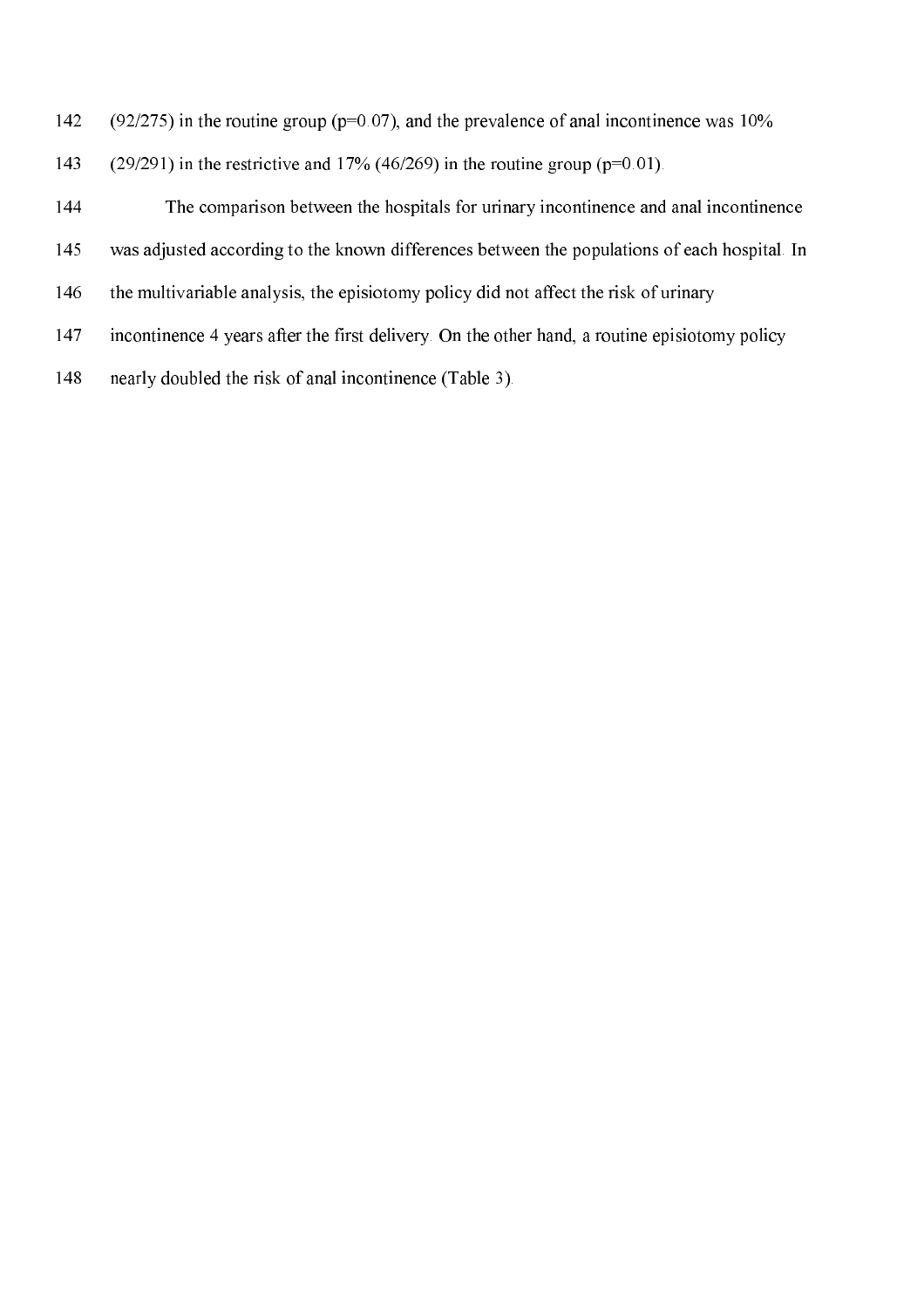(92/275) in the routine group ($p=0.07$), and the prevalence of anal incontinence was 10% (29/291) in the restrictive and 17% (46/269) in the routine group ($p=0.01$).

The comparison between the hospitals for urinary incontinence and anal incontinence was adjusted according to the known differences between the populations of each hospital. In the multivariable analysis, the episiotomy policy did not affect the risk of urinary incontinence 4 years after the first delivery. On the other hand, a routine episiotomy policy nearly doubled the risk of anal incontinence (Table 3).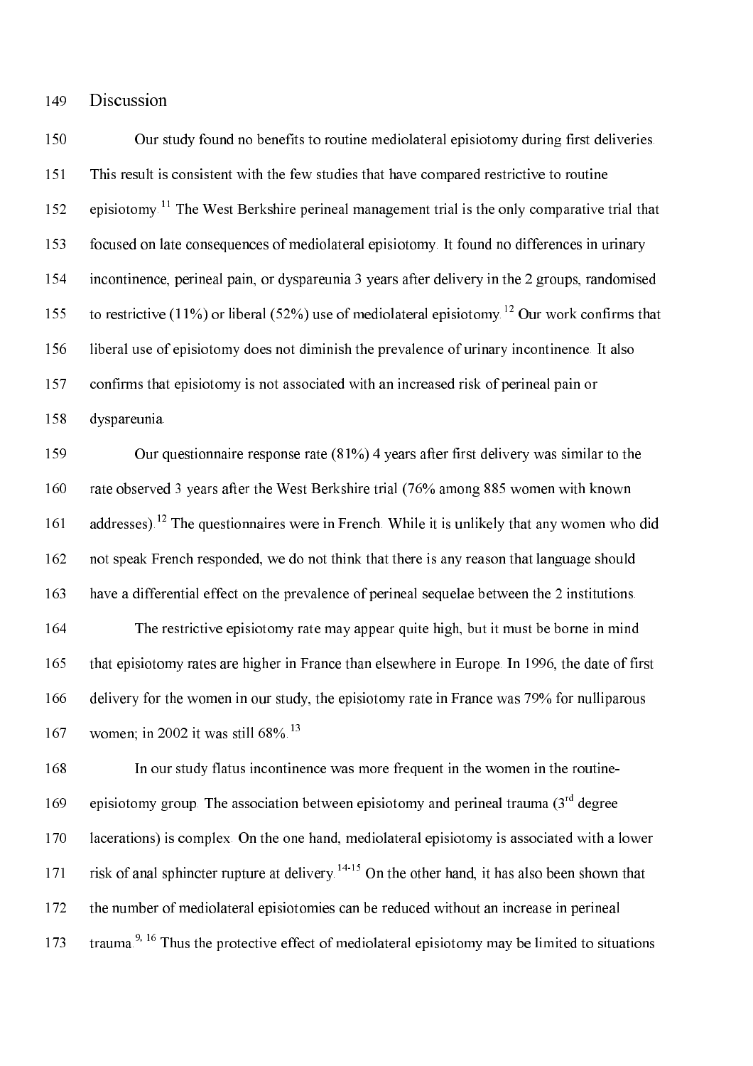## Discussion

Our study found no benefits to routine mediolateral episiotomy during first deliveries. This result is consistent with the few studies that have compared restrictive to routine episiotomy.[11] The West Berkshire perineal management trial is the only comparative trial that focused on late consequences of mediolateral episiotomy. It found no differences in urinary incontinence, perineal pain, or dyspareunia 3 years after delivery in the 2 groups, randomised to restrictive (11%) or liberal (52%) use of mediolateral episiotomy.[12] Our work confirms that liberal use of episiotomy does not diminish the prevalence of urinary incontinence. It also confirms that episiotomy is not associated with an increased risk of perineal pain or dyspareunia.

Our questionnaire response rate (81%) 4 years after first delivery was similar to the rate observed 3 years after the West Berkshire trial (76% among 885 women with known addresses).[12] The questionnaires were in French. While it is unlikely that any women who did not speak French responded, we do not think that there is any reason that language should have a differential effect on the prevalence of perineal sequelae between the 2 institutions.

The restrictive episiotomy rate may appear quite high, but it must be borne in mind that episiotomy rates are higher in France than elsewhere in Europe. In 1996, the date of first delivery for the women in our study, the episiotomy rate in France was 79% for nulliparous women; in 2002 it was still 68%.[13]

In our study flatus incontinence was more frequent in the women in the routine-episiotomy group. The association between episiotomy and perineal trauma (3rd degree lacerations) is complex. On the one hand, mediolateral episiotomy is associated with a lower risk of anal sphincter rupture at delivery.[14-15] On the other hand, it has also been shown that the number of mediolateral episiotomies can be reduced without an increase in perineal trauma.[9, 16] Thus the protective effect of mediolateral episiotomy may be limited to situations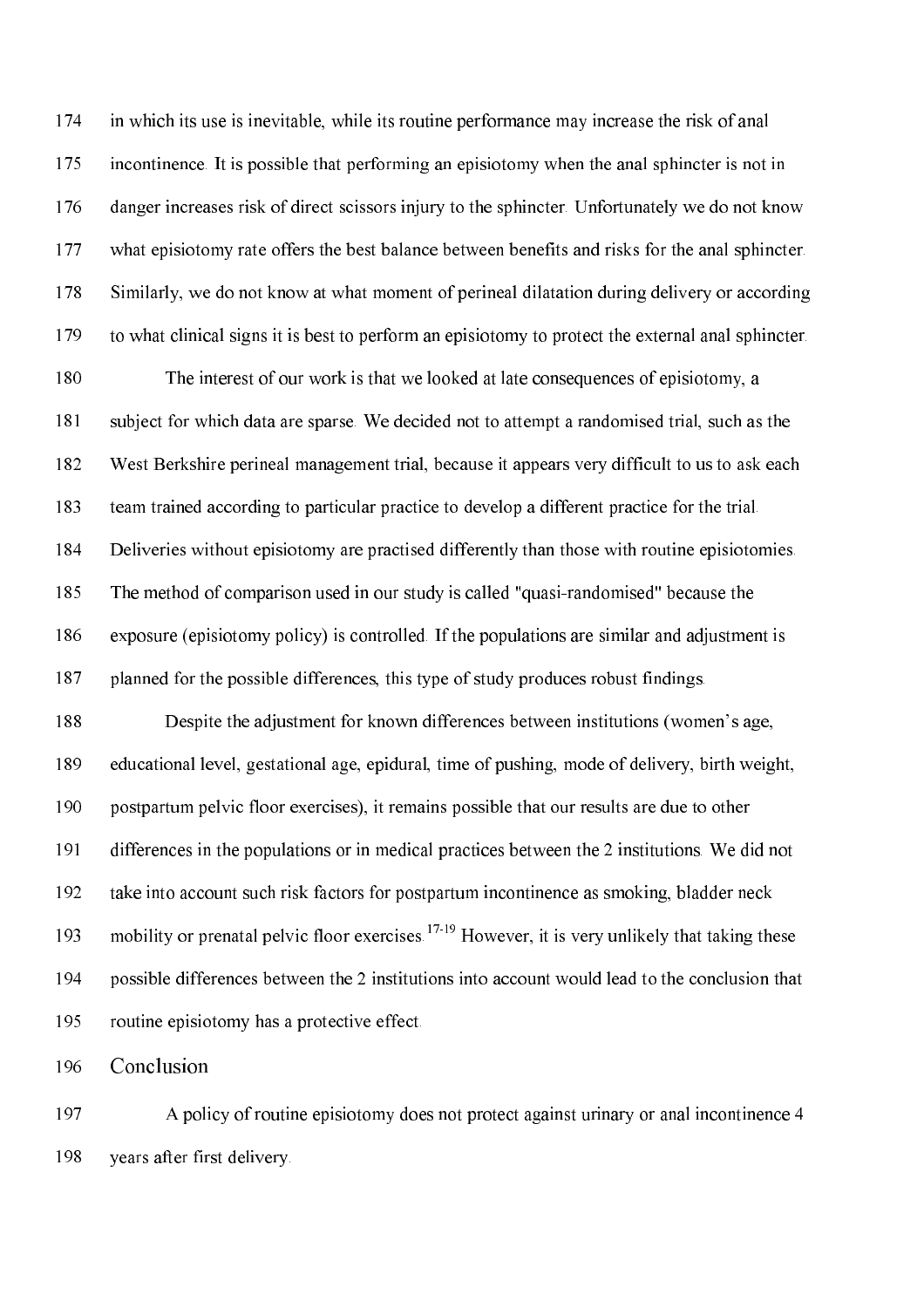in which its use is inevitable, while its routine performance may increase the risk of anal incontinence. It is possible that performing an episiotomy when the anal sphincter is not in danger increases risk of direct scissors injury to the sphincter. Unfortunately we do not know what episiotomy rate offers the best balance between benefits and risks for the anal sphincter. Similarly, we do not know at what moment of perineal dilatation during delivery or according to what clinical signs it is best to perform an episiotomy to protect the external anal sphincter.

The interest of our work is that we looked at late consequences of episiotomy, a subject for which data are sparse. We decided not to attempt a randomised trial, such as the West Berkshire perineal management trial, because it appears very difficult to us to ask each team trained according to particular practice to develop a different practice for the trial. Deliveries without episiotomy are practised differently than those with routine episiotomies. The method of comparison used in our study is called "quasi-randomised" because the exposure (episiotomy policy) is controlled. If the populations are similar and adjustment is planned for the possible differences, this type of study produces robust findings.

Despite the adjustment for known differences between institutions (women's age, educational level, gestational age, epidural, time of pushing, mode of delivery, birth weight, postpartum pelvic floor exercises), it remains possible that our results are due to other differences in the populations or in medical practices between the 2 institutions. We did not take into account such risk factors for postpartum incontinence as smoking, bladder neck mobility or prenatal pelvic floor exercises.[17-19] However, it is very unlikely that taking these possible differences between the 2 institutions into account would lead to the conclusion that routine episiotomy has a protective effect.

## Conclusion

A policy of routine episiotomy does not protect against urinary or anal incontinence 4 years after first delivery.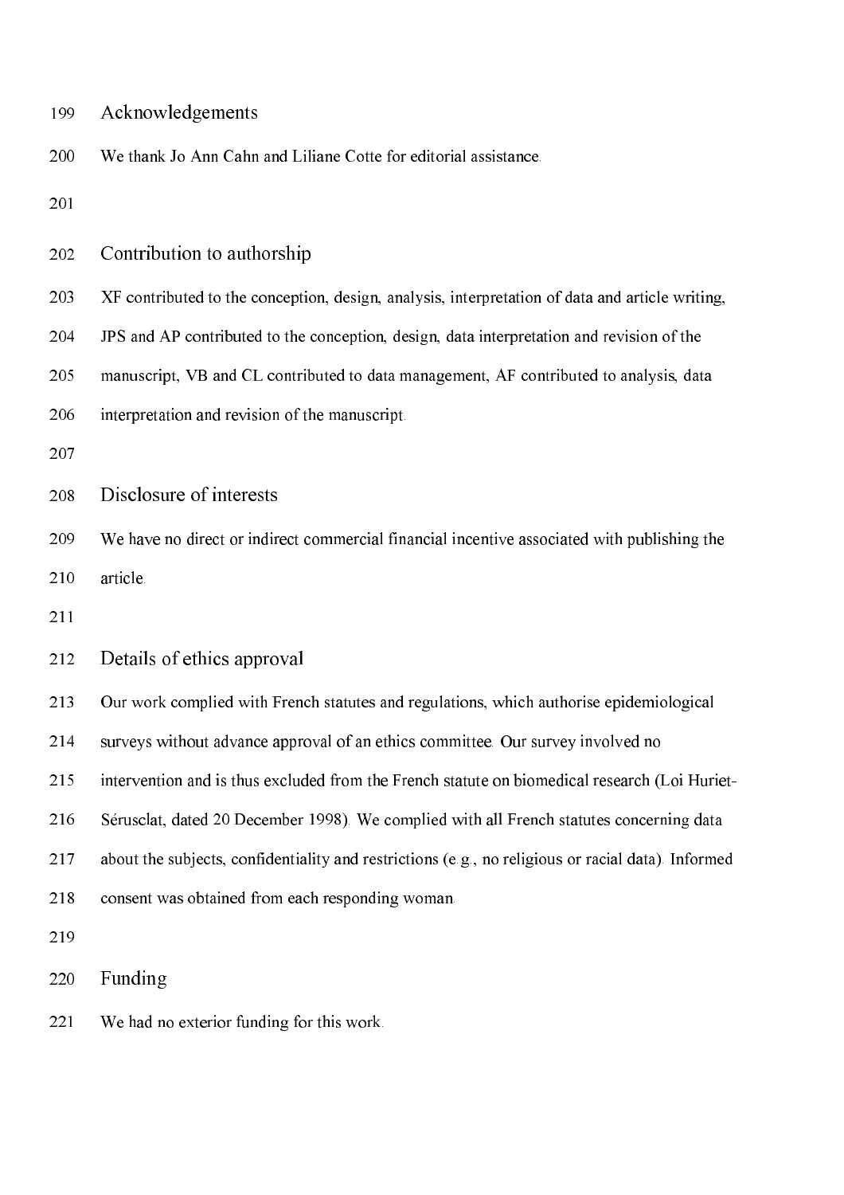## Acknowledgements

We thank Jo Ann Cahn and Liliane Cotte for editorial assistance.

## Contribution to authorship

XF contributed to the conception, design, analysis, interpretation of data and article writing, JPS and AP contributed to the conception, design, data interpretation and revision of the manuscript, VB and CL contributed to data management, AF contributed to analysis, data interpretation and revision of the manuscript.

## Disclosure of interests

We have no direct or indirect commercial financial incentive associated with publishing the article.

## Details of ethics approval

Our work complied with French statutes and regulations, which authorise epidemiological surveys without advance approval of an ethics committee. Our survey involved no intervention and is thus excluded from the French statute on biomedical research (Loi Huriet-Sérusclat, dated 20 December 1998). We complied with all French statutes concerning data about the subjects, confidentiality and restrictions (e.g., no religious or racial data). Informed consent was obtained from each responding woman.

## Funding

We had no exterior funding for this work.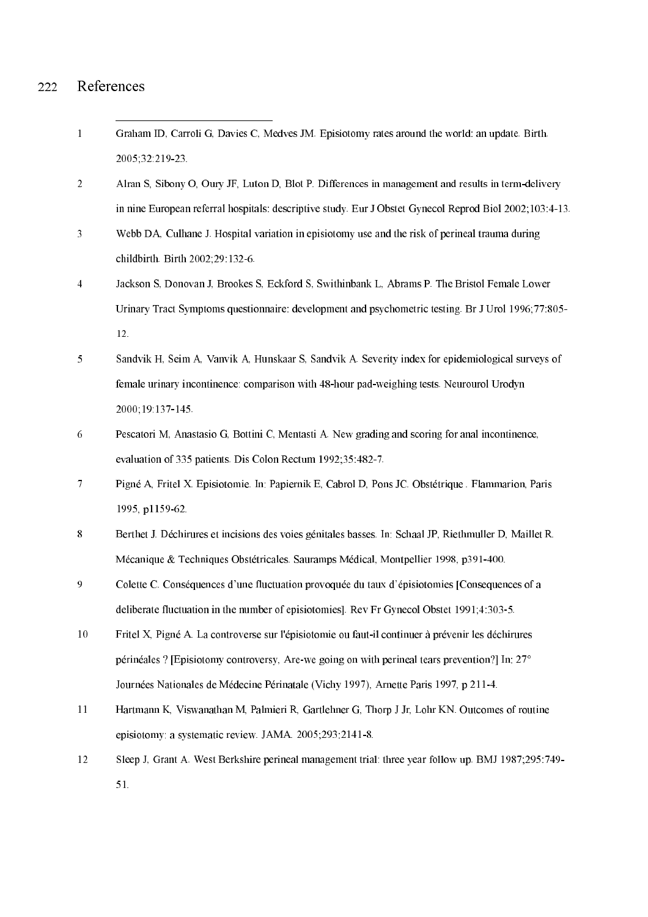## References

1. Graham ID, Carroli G, Davies C, Medves JM. Episiotomy rates around the world: an update. Birth. 2005;32:219-23.
2. Alran S, Sibony O, Oury JF, Luton D, Blot P. Differences in management and results in term-delivery in nine European referral hospitals: descriptive study. Eur J Obstet Gynecol Reprod Biol 2002;103:4-13.
3. Webb DA, Culhane J. Hospital variation in episiotomy use and the risk of perineal trauma during childbirth. Birth 2002;29:132-6.
4. Jackson S, Donovan J, Brookes S, Eckford S, Swithinbank L, Abrams P. The Bristol Female Lower Urinary Tract Symptoms questionnaire: development and psychometric testing. Br J Urol 1996;77:805-12.
5. Sandvik H, Seim A, Vanvik A, Hunskaar S, Sandvik A. Severity index for epidemiological surveys of female urinary incontinence: comparison with 48-hour pad-weighing tests. Neurourol Urodyn 2000;19:137-145.
6. Pescatori M, Anastasio G, Bottini C, Mentasti A. New grading and scoring for anal incontinence, evaluation of 335 patients. Dis Colon Rectum 1992;35:482-7.
7. Pigné A, Fritel X. Episiotomie. In: Papiernik E, Cabrol D, Pons JC. Obstétrique . Flammarion, Paris 1995, p1159-62.
8. Berthet J. Déchirures et incisions des voies génitales basses. In: Schaal JP, Riethmuller D, Maillet R. Mécanique & Techniques Obstétricales. Sauramps Médical, Montpellier 1998, p391-400.
9. Colette C. Conséquences d'une fluctuation provoquée du taux d'épisiotomies [Consequences of a deliberate fluctuation in the number of episiotomies]. Rev Fr Gynecol Obstet 1991;4:303-5.
10. Fritel X, Pigné A. La controverse sur l'épisiotomie ou faut-il continuer à prévenir les déchirures périnéales ? [Episiotomy controversy, Are-we going on with perineal tears prevention?] In: 27° Journées Nationales de Médecine Périnatale (Vichy 1997), Arnette Paris 1997, p 211-4.
11. Hartmann K, Viswanathan M, Palmieri R, Gartlehner G, Thorp J Jr, Lohr KN. Outcomes of routine episiotomy: a systematic review. JAMA. 2005;293:2141-8.
12. Sleep J, Grant A. West Berkshire perineal management trial: three year follow up. BMJ 1987;295:749-51.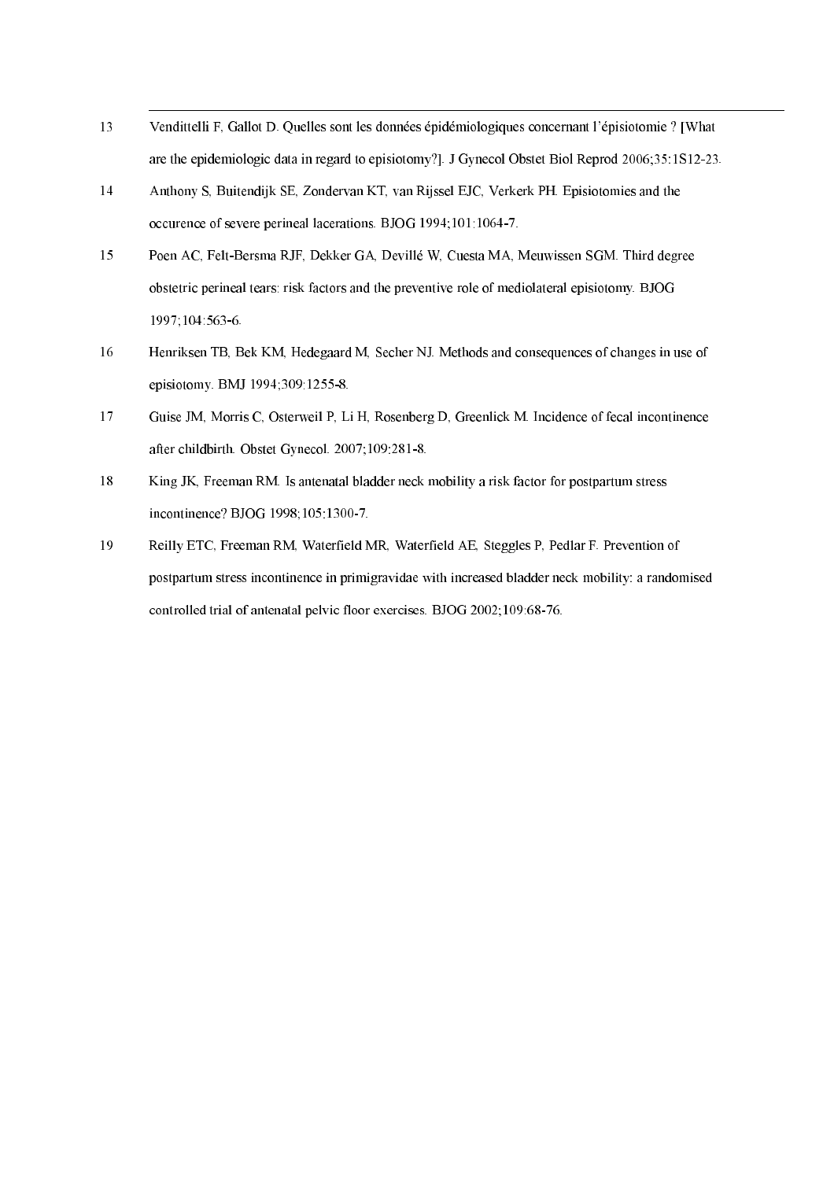13 Vendittelli F, Gallot D. Quelles sont les données épidémiologiques concernant l'épisiotomie ? [What are the epidemiologic data in regard to episiotomy?]. J Gynecol Obstet Biol Reprod 2006;35:1S12-23.

14 Anthony S, Buitendijk SE, Zondervan KT, van Rijssel EJC, Verkerk PH. Episiotomies and the occurence of severe perineal lacerations. BJOG 1994;101:1064-7.

15 Poen AC, Felt-Bersma RJF, Dekker GA, Devillé W, Cuesta MA, Meuwissen SGM. Third degree obstetric perineal tears: risk factors and the preventive role of mediolateral episiotomy. BJOG 1997;104:563-6.

16 Henriksen TB, Bek KM, Hedegaard M, Secher NJ. Methods and consequences of changes in use of episiotomy. BMJ 1994;309:1255-8.

17 Guise JM, Morris C, Osterweil P, Li H, Rosenberg D, Greenlick M. Incidence of fecal incontinence after childbirth. Obstet Gynecol. 2007;109:281-8.

18 King JK, Freeman RM. Is antenatal bladder neck mobility a risk factor for postpartum stress incontinence? BJOG 1998;105:1300-7.

19 Reilly ETC, Freeman RM, Waterfield MR, Waterfield AE, Steggles P, Pedlar F. Prevention of postpartum stress incontinence in primigravidae with increased bladder neck mobility: a randomised controlled trial of antenatal pelvic floor exercises. BJOG 2002;109:68-76.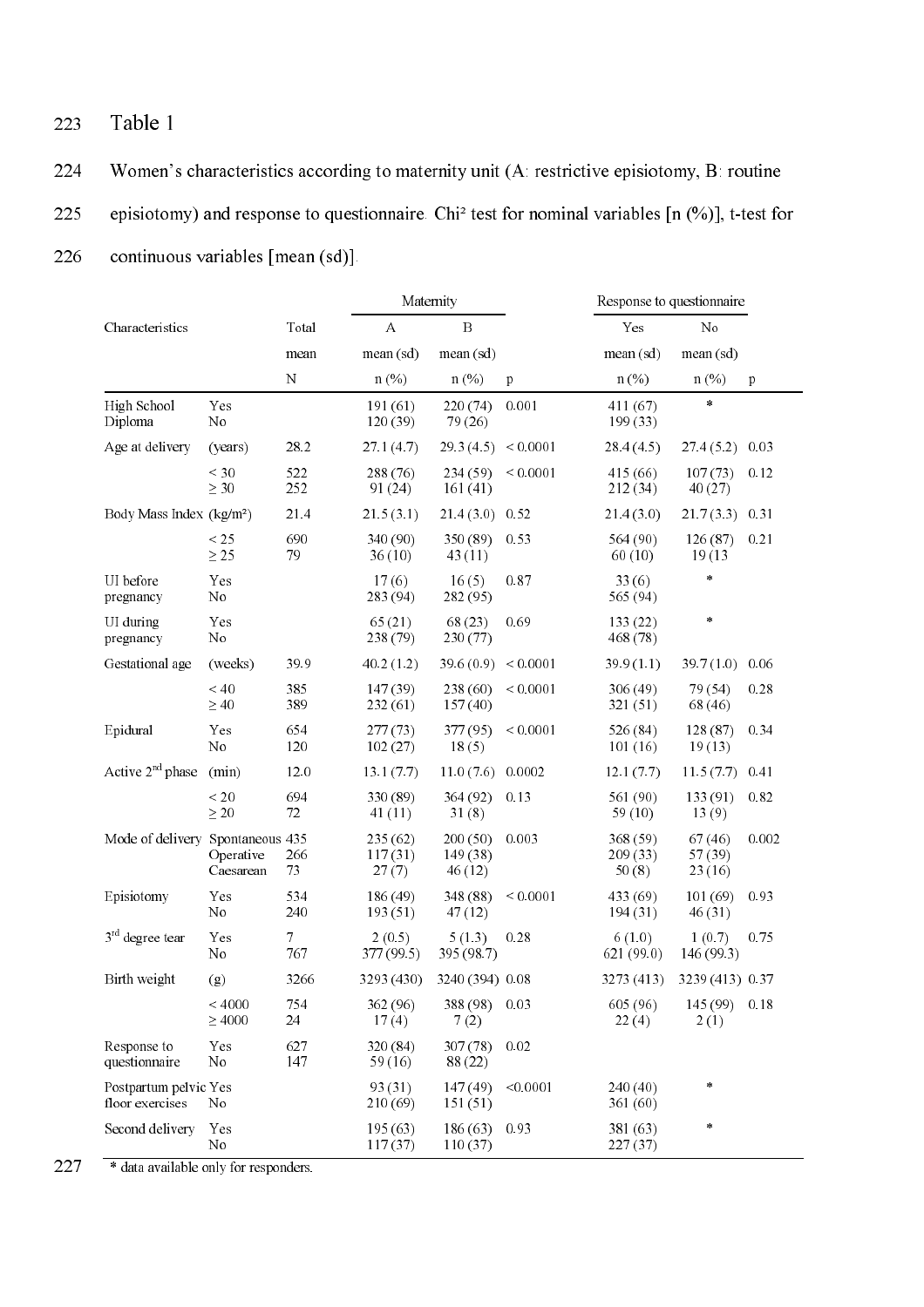Table 1

Women's characteristics according to maternity unit (A: restrictive episiotomy, B: routine episiotomy) and response to questionnaire. Chi² test for nominal variables [n (%)], t-test for continuous variables [mean (sd)].

| Characteristics | | Total | Maternity | | | Response to questionnaire | | |
|---|---|---|---|---|---|---|---|---|
| | | | A | B | | Yes | No | |
| | | mean | mean (sd) | mean (sd) | | mean (sd) | mean (sd) | |
| | | N | n (%) | n (%) | p | n (%) | n (%) | p |
| High School Diploma | Yes | | 191 (61) | 220 (74) | 0.001 | 411 (67) | * | |
| | No | | 120 (39) | 79 (26) | | 199 (33) | | |
| Age at delivery | (years) | 28.2 | 27.1 (4.7) | 29.3 (4.5) | < 0.0001 | 28.4 (4.5) | 27.4 (5.2) | 0.03 |
| | < 30 | 522 | 288 (76) | 234 (59) | < 0.0001 | 415 (66) | 107 (73) | 0.12 |
| | ≥ 30 | 252 | 91 (24) | 161 (41) | | 212 (34) | 40 (27) | |
| Body Mass Index | (kg/m²) | 21.4 | 21.5 (3.1) | 21.4 (3.0) | 0.52 | 21.4 (3.0) | 21.7 (3.3) | 0.31 |
| | < 25 | 690 | 340 (90) | 350 (89) | 0.53 | 564 (90) | 126 (87) | 0.21 |
| | ≥ 25 | 79 | 36 (10) | 43 (11) | | 60 (10) | 19 (13 | |
| UI before pregnancy | Yes | | 17 (6) | 16 (5) | 0.87 | 33 (6) | * | |
| | No | | 283 (94) | 282 (95) | | 565 (94) | | |
| UI during pregnancy | Yes | | 65 (21) | 68 (23) | 0.69 | 133 (22) | * | |
| | No | | 238 (79) | 230 (77) | | 468 (78) | | |
| Gestational age | (weeks) | 39.9 | 40.2 (1.2) | 39.6 (0.9) | < 0.0001 | 39.9 (1.1) | 39.7 (1.0) | 0.06 |
| | < 40 | 385 | 147 (39) | 238 (60) | < 0.0001 | 306 (49) | 79 (54) | 0.28 |
| | ≥ 40 | 389 | 232 (61) | 157 (40) | | 321 (51) | 68 (46) | |
| Epidural | Yes | 654 | 277 (73) | 377 (95) | < 0.0001 | 526 (84) | 128 (87) | 0.34 |
| | No | 120 | 102 (27) | 18 (5) | | 101 (16) | 19 (13) | |
| Active 2nd phase | (min) | 12.0 | 13.1 (7.7) | 11.0 (7.6) | 0.0002 | 12.1 (7.7) | 11.5 (7.7) | 0.41 |
| | < 20 | 694 | 330 (89) | 364 (92) | 0.13 | 561 (90) | 133 (91) | 0.82 |
| | ≥ 20 | 72 | 41 (11) | 31 (8) | | 59 (10) | 13 (9) | |
| Mode of delivery | Spontaneous | 435 | 235 (62) | 200 (50) | 0.003 | 368 (59) | 67 (46) | 0.002 |
| | Operative | 266 | 117 (31) | 149 (38) | | 209 (33) | 57 (39) | |
| | Caesarean | 73 | 27 (7) | 46 (12) | | 50 (8) | 23 (16) | |
| Episiotomy | Yes | 534 | 186 (49) | 348 (88) | < 0.0001 | 433 (69) | 101 (69) | 0.93 |
| | No | 240 | 193 (51) | 47 (12) | | 194 (31) | 46 (31) | |
| 3rd degree tear | Yes | 7 | 2 (0.5) | 5 (1.3) | 0.28 | 6 (1.0) | 1 (0.7) | 0.75 |
| | No | 767 | 377 (99.5) | 395 (98.7) | | 621 (99.0) | 146 (99.3) | |
| Birth weight | (g) | 3266 | 3293 (430) | 3240 (394) | 0.08 | 3273 (413) | 3239 (413) | 0.37 |
| | < 4000 | 754 | 362 (96) | 388 (98) | 0.03 | 605 (96) | 145 (99) | 0.18 |
| | ≥ 4000 | 24 | 17 (4) | 7 (2) | | 22 (4) | 2 (1) | |
| Response to questionnaire | Yes | 627 | 320 (84) | 307 (78) | 0.02 | | | |
| | No | 147 | 59 (16) | 88 (22) | | | | |
| Postpartum pelvic floor exercises | Yes | | 93 (31) | 147 (49) | <0.0001 | 240 (40) | * | |
| | No | | 210 (69) | 151 (51) | | 361 (60) | | |
| Second delivery | Yes | | 195 (63) | 186 (63) | 0.93 | 381 (63) | * | |
| | No | | 117 (37) | 110 (37) | | 227 (37) | | |

* data available only for responders.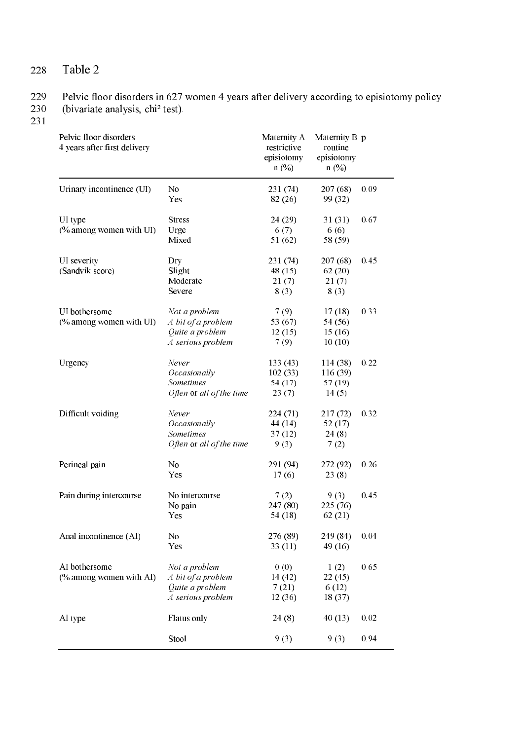Table 2

Pelvic floor disorders in 627 women 4 years after delivery according to episiotomy policy (bivariate analysis, chi² test).

| Pelvic floor disorders 4 years after first delivery | | Maternity A restrictive episiotomy n (%) | Maternity B routine episiotomy n (%) | p |
|---|---|---|---|---|
| Urinary incontinence (UI) | No | 231 (74) | 207 (68) | 0.09 |
| | Yes | 82 (26) | 99 (32) | |
| UI type (% among women with UI) | Stress | 24 (29) | 31 (31) | 0.67 |
| | Urge | 6 (7) | 6 (6) | |
| | Mixed | 51 (62) | 58 (59) | |
| UI severity (Sandvik score) | Dry | 231 (74) | 207 (68) | 0.45 |
| | Slight | 48 (15) | 62 (20) | |
| | Moderate | 21 (7) | 21 (7) | |
| | Severe | 8 (3) | 8 (3) | |
| UI bothersome (% among women with UI) | *Not a problem* | 7 (9) | 17 (18) | 0.33 |
| | *A bit of a problem* | 53 (67) | 54 (56) | |
| | *Quite a problem* | 12 (15) | 15 (16) | |
| | *A serious problem* | 7 (9) | 10 (10) | |
| Urgency | *Never* | 133 (43) | 114 (38) | 0.22 |
| | *Occasionally* | 102 (33) | 116 (39) | |
| | *Sometimes* | 54 (17) | 57 (19) | |
| | *Often* or *all of the time* | 23 (7) | 14 (5) | |
| Difficult voiding | *Never* | 224 (71) | 217 (72) | 0.32 |
| | *Occasionally* | 44 (14) | 52 (17) | |
| | *Sometimes* | 37 (12) | 24 (8) | |
| | *Often* or *all of the time* | 9 (3) | 7 (2) | |
| Perineal pain | No | 291 (94) | 272 (92) | 0.26 |
| | Yes | 17 (6) | 23 (8) | |
| Pain during intercourse | No intercourse | 7 (2) | 9 (3) | 0.45 |
| | No pain | 247 (80) | 225 (76) | |
| | Yes | 54 (18) | 62 (21) | |
| Anal incontinence (AI) | No | 276 (89) | 249 (84) | 0.04 |
| | Yes | 33 (11) | 49 (16) | |
| AI bothersome (% among women with AI) | *Not a problem* | 0 (0) | 1 (2) | 0.65 |
| | *A bit of a problem* | 14 (42) | 22 (45) | |
| | *Quite a problem* | 7 (21) | 6 (12) | |
| | *A serious problem* | 12 (36) | 18 (37) | |
| AI type | Flatus only | 24 (8) | 40 (13) | 0.02 |
| | Stool | 9 (3) | 9 (3) | 0.94 |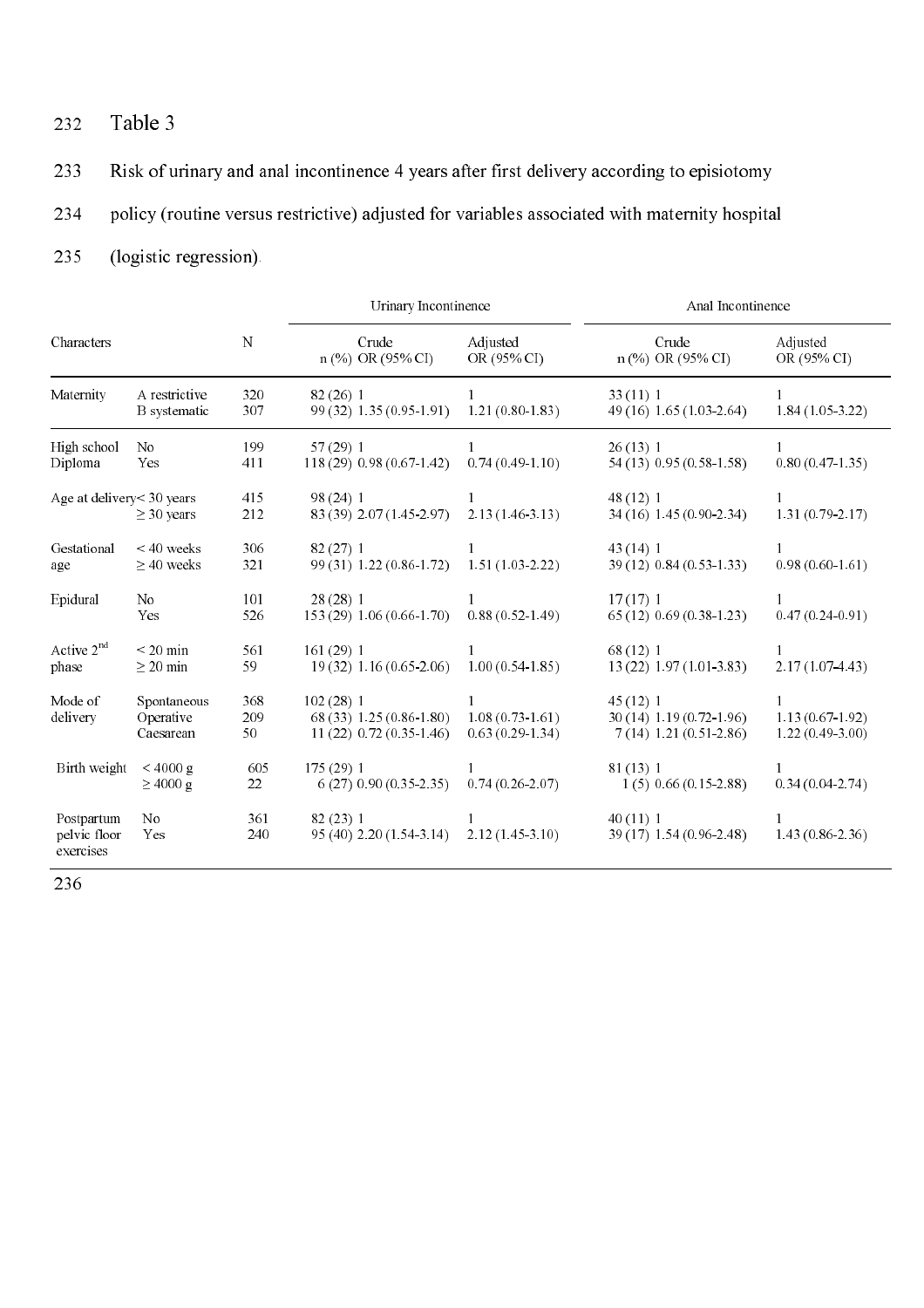Table 3

Risk of urinary and anal incontinence 4 years after first delivery according to episiotomy policy (routine versus restrictive) adjusted for variables associated with maternity hospital (logistic regression).

| Characters | | N | Urinary Incontinence | | Anal Incontinence | |
|---|---|---|---|---|---|---|
| | | | Crude n (%) OR (95% CI) | Adjusted OR (95% CI) | Crude n (%) OR (95% CI) | Adjusted OR (95% CI) |
| Maternity | A restrictive | 320 | 82 (26) 1 | 1 | 33 (11) 1 | 1 |
| | B systematic | 307 | 99 (32) 1.35 (0.95-1.91) | 1.21 (0.80-1.83) | 49 (16) 1.65 (1.03-2.64) | 1.84 (1.05-3.22) |
| High school Diploma | No | 199 | 57 (29) 1 | 1 | 26 (13) 1 | 1 |
| | Yes | 411 | 118 (29) 0.98 (0.67-1.42) | 0.74 (0.49-1.10) | 54 (13) 0.95 (0.58-1.58) | 0.80 (0.47-1.35) |
| Age at delivery | < 30 years | 415 | 98 (24) 1 | 1 | 48 (12) 1 | 1 |
| | ≥ 30 years | 212 | 83 (39) 2.07 (1.45-2.97) | 2.13 (1.46-3.13) | 34 (16) 1.45 (0.90-2.34) | 1.31 (0.79-2.17) |
| Gestational age | < 40 weeks | 306 | 82 (27) 1 | 1 | 43 (14) 1 | 1 |
| | ≥ 40 weeks | 321 | 99 (31) 1.22 (0.86-1.72) | 1.51 (1.03-2.22) | 39 (12) 0.84 (0.53-1.33) | 0.98 (0.60-1.61) |
| Epidural | No | 101 | 28 (28) 1 | 1 | 17 (17) 1 | 1 |
| | Yes | 526 | 153 (29) 1.06 (0.66-1.70) | 0.88 (0.52-1.49) | 65 (12) 0.69 (0.38-1.23) | 0.47 (0.24-0.91) |
| Active 2nd phase | < 20 min | 561 | 161 (29) 1 | 1 | 68 (12) 1 | 1 |
| | ≥ 20 min | 59 | 19 (32) 1.16 (0.65-2.06) | 1.00 (0.54-1.85) | 13 (22) 1.97 (1.01-3.83) | 2.17 (1.07-4.43) |
| Mode of delivery | Spontaneous | 368 | 102 (28) 1 | 1 | 45 (12) 1 | 1 |
| | Operative | 209 | 68 (33) 1.25 (0.86-1.80) | 1.08 (0.73-1.61) | 30 (14) 1.19 (0.72-1.96) | 1.13 (0.67-1.92) |
| | Caesarean | 50 | 11 (22) 0.72 (0.35-1.46) | 0.63 (0.29-1.34) | 7 (14) 1.21 (0.51-2.86) | 1.22 (0.49-3.00) |
| Birth weight | < 4000 g | 605 | 175 (29) 1 | 1 | 81 (13) 1 | 1 |
| | ≥ 4000 g | 22 | 6 (27) 0.90 (0.35-2.35) | 0.74 (0.26-2.07) | 1 (5) 0.66 (0.15-2.88) | 0.34 (0.04-2.74) |
| Postpartum pelvic floor exercises | No | 361 | 82 (23) 1 | 1 | 40 (11) 1 | 1 |
| | Yes | 240 | 95 (40) 2.20 (1.54-3.14) | 2.12 (1.45-3.10) | 39 (17) 1.54 (0.96-2.48) | 1.43 (0.86-2.36) |